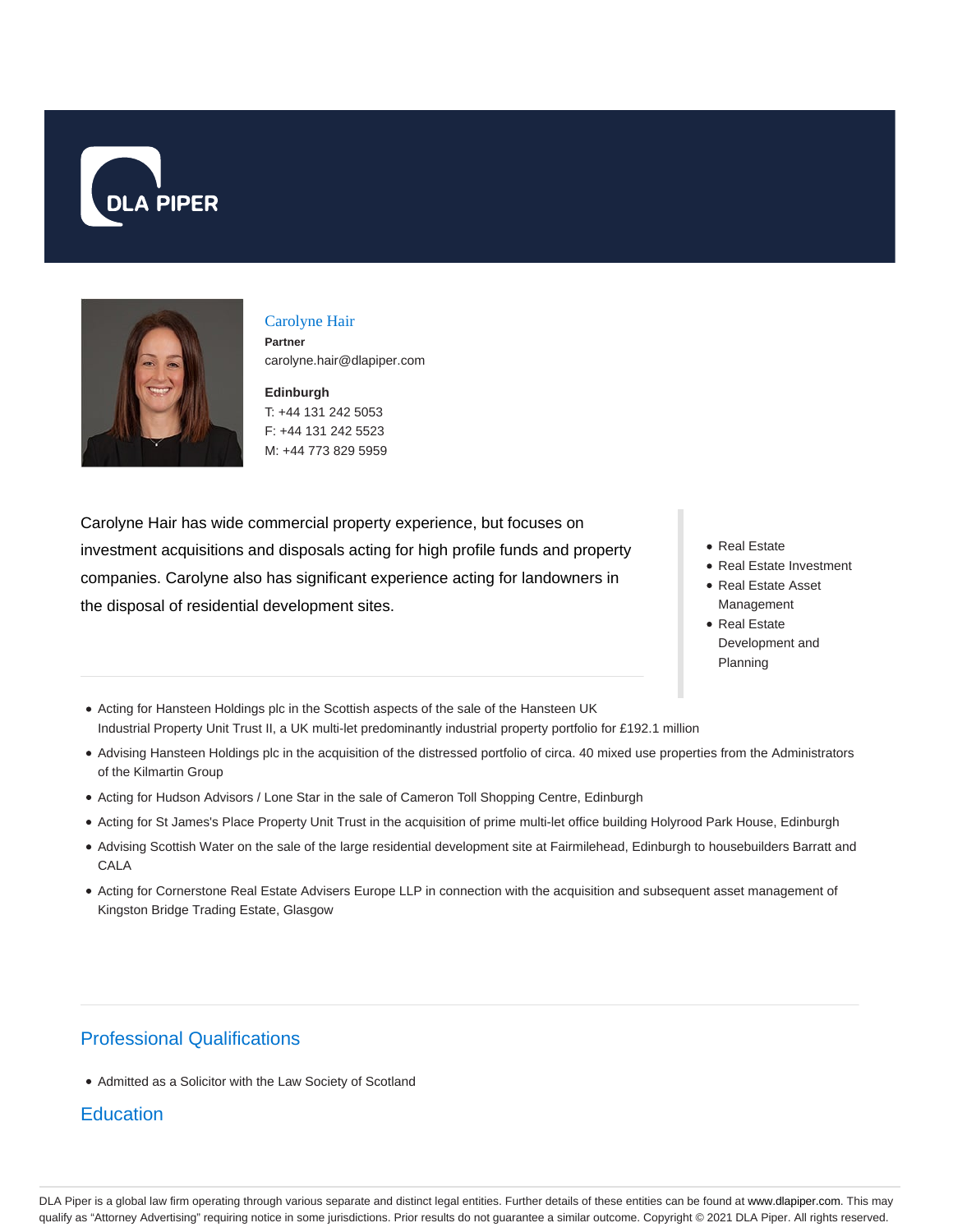# Carolyne Hair

**Partner**

carolyne.hair@dlapiper.com

**Edinburgh**

T: +44 131 242 5053

F: +44 131 242 5523

M: +44 773 829 5959

Carolyne Hair has wide commercial property experience, but focuses on investment acquisitions and disposals acting for high profile funds and property companies. Carolyne also has significant experience acting for landowners in the disposal of residential development sites.

- Real Estate
- Real Estate Investment
- Real Estate Asset Management
- Real Estate Development and Planning

- Acting for Hansteen Holdings plc in the Scottish aspects of the sale of the Hansteen UK Industrial Property Unit Trust II, a UK multi-let predominantly industrial property portfolio for £192.1 million
- Advising Hansteen Holdings plc in the acquisition of the distressed portfolio of circa. 40 mixed use properties from the Administrators of the Kilmartin Group
- Acting for Hudson Advisors / Lone Star in the sale of Cameron Toll Shopping Centre, Edinburgh
- Acting for St James's Place Property Unit Trust in the acquisition of prime multi-let office building Holyrood Park House, Edinburgh
- Advising Scottish Water on the sale of the large residential development site at Fairmilehead, Edinburgh to housebuilders Barratt and CALA
- Acting for Cornerstone Real Estate Advisers Europe LLP in connection with the acquisition and subsequent asset management of Kingston Bridge Trading Estate, Glasgow

## Professional Qualifications

- Admitted as a Solicitor with the Law Society of Scotland

## Education

DLA Piper is a global law firm operating through various separate and distinct legal entities. Further details of these entities can be found at www.dlapiper.com. This may qualify as "Attorney Advertising" requiring notice in some jurisdictions. Prior results do not guarantee a similar outcome. Copyright © 2021 DLA Piper. All rights reserved.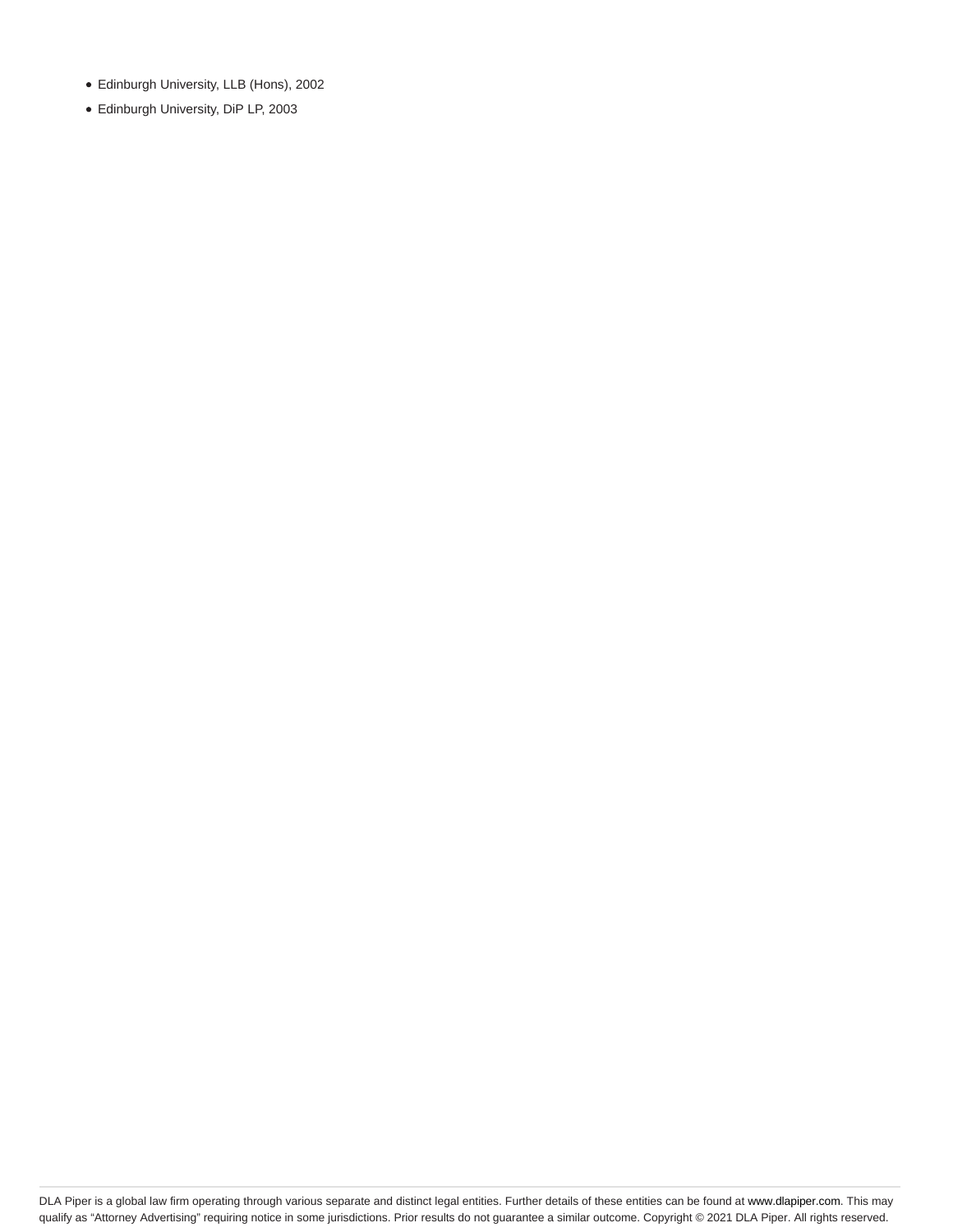- Edinburgh University, LLB (Hons), 2002
- Edinburgh University, DiP LP, 2003

DLA Piper is a global law firm operating through various separate and distinct legal entities. Further details of these entities can be found at www.dlapiper.com. This may qualify as "Attorney Advertising" requiring notice in some jurisdictions. Prior results do not guarantee a similar outcome. Copyright © 2021 DLA Piper. All rights reserved.